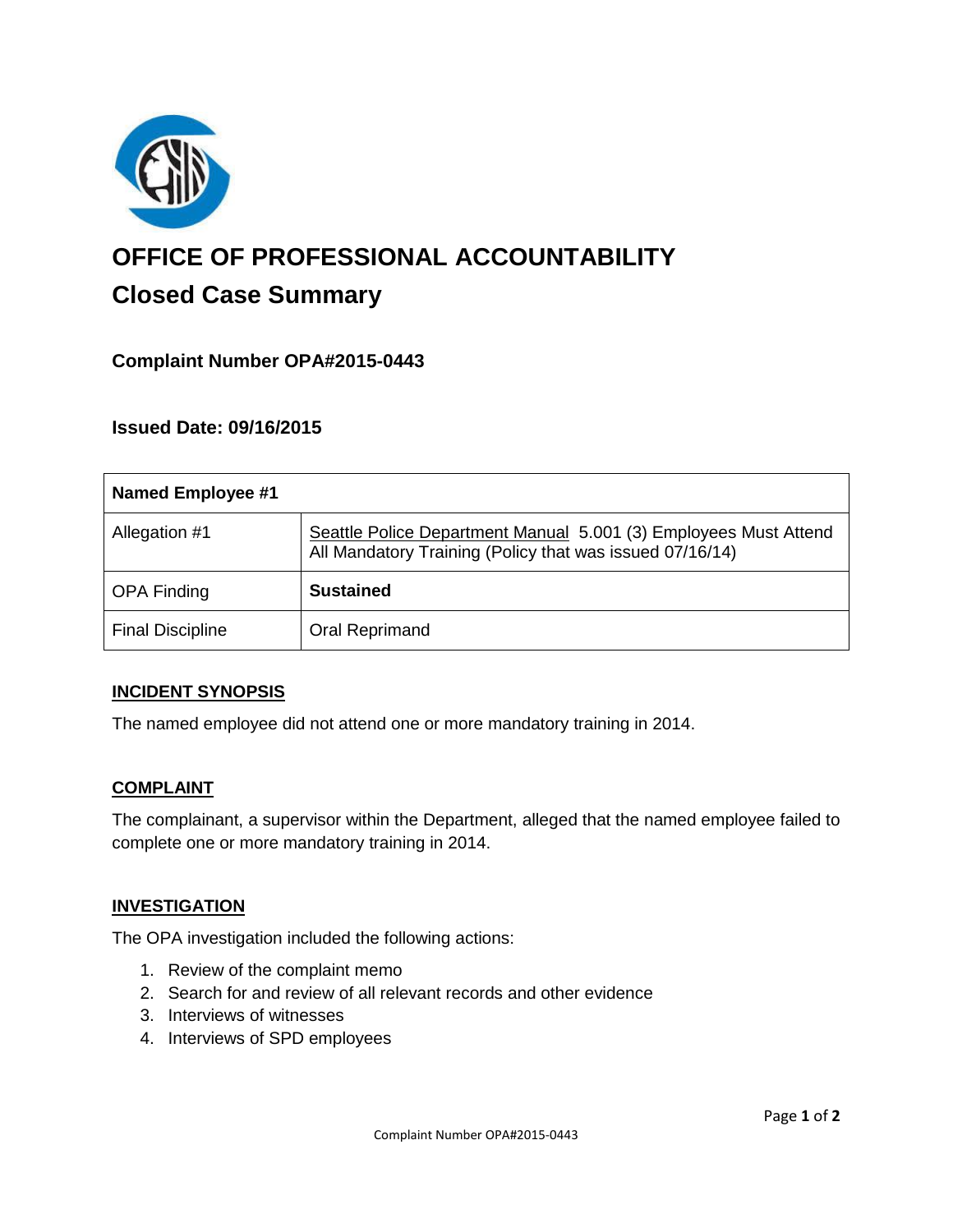# OFFICE OF PROFESSIONAL ACCOUNTABILITY

## Closed Case Summary

### Complaint Number OPA#2015-0443

### Issued Date: 09/16/2015

| Named Employee #1 | |
|---|---|
| Allegation #1 | Seattle Police Department Manual 5.001 (3) Employees Must Attend All Mandatory Training (Policy that was issued 07/16/14) |
| OPA Finding | **Sustained** |
| Final Discipline | Oral Reprimand |

**INCIDENT SYNOPSIS**

The named employee did not attend one or more mandatory training in 2014.

**COMPLAINT**

The complainant, a supervisor within the Department, alleged that the named employee failed to complete one or more mandatory training in 2014.

**INVESTIGATION**

The OPA investigation included the following actions:

1. Review of the complaint memo
2. Search for and review of all relevant records and other evidence
3. Interviews of witnesses
4. Interviews of SPD employees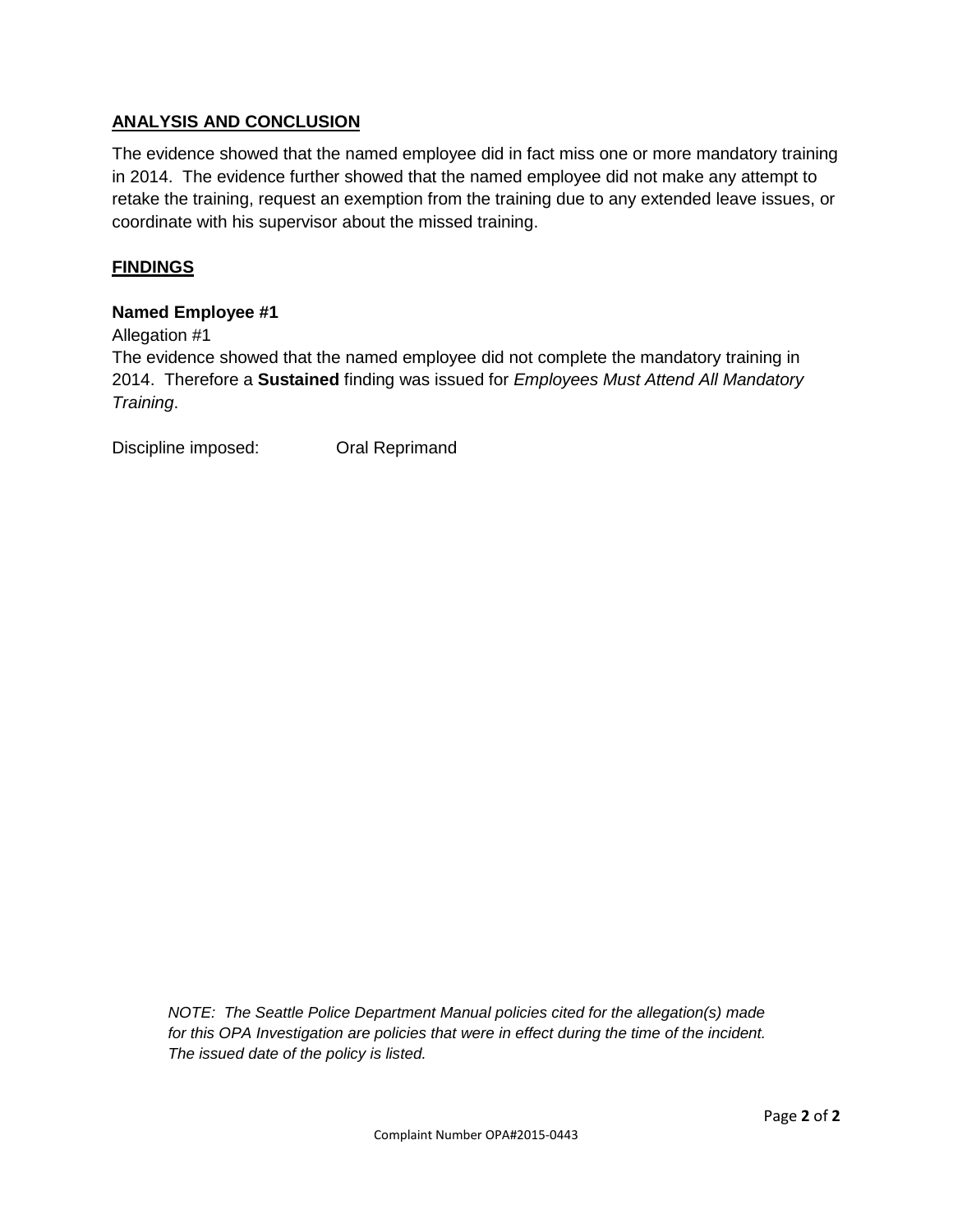## ANALYSIS AND CONCLUSION

The evidence showed that the named employee did in fact miss one or more mandatory training in 2014. The evidence further showed that the named employee did not make any attempt to retake the training, request an exemption from the training due to any extended leave issues, or coordinate with his supervisor about the missed training.

## FINDINGS

**Named Employee #1**

Allegation #1

The evidence showed that the named employee did not complete the mandatory training in 2014. Therefore a **Sustained** finding was issued for *Employees Must Attend All Mandatory Training*.

Discipline imposed: Oral Reprimand

*NOTE: The Seattle Police Department Manual policies cited for the allegation(s) made for this OPA Investigation are policies that were in effect during the time of the incident. The issued date of the policy is listed.*

Complaint Number OPA#2015-0443